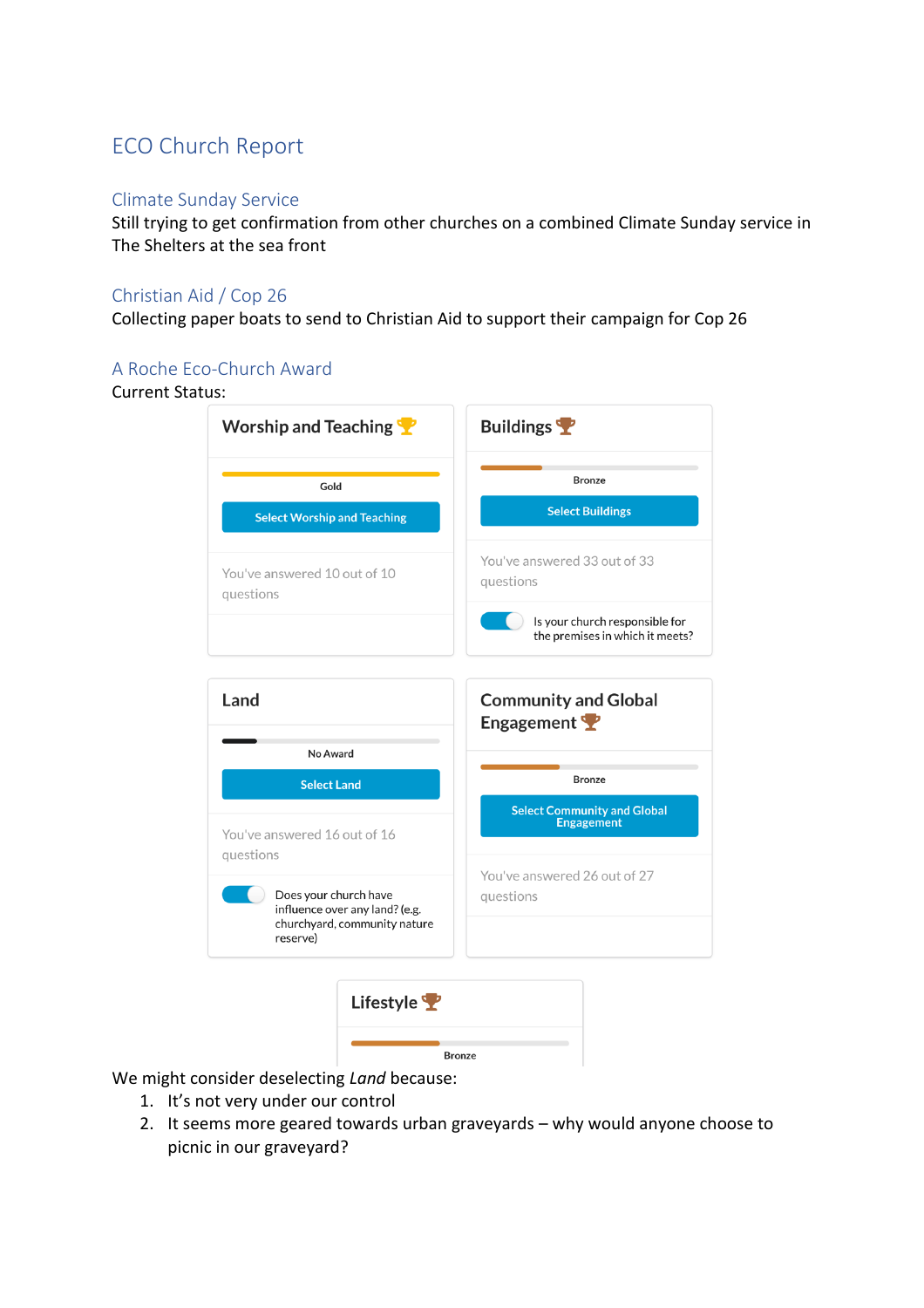# ECO Church Report

## Climate Sunday Service

Still trying to get confirmation from other churches on a combined Climate Sunday service in The Shelters at the sea front

## Christian Aid / Cop 26

Collecting paper boats to send to Christian Aid to support their campaign for Cop 26

## A Roche Eco-Church Award

Current Status:

**Worship and Teaching**

Gold

Select Worship and Teaching

You've answered 10 out of 10 questions

**Buildings**

Bronze

Select Buildings

You've answered 33 out of 33 questions

Is your church responsible for the premises in which it meets?

**Land**

No Award

Select Land

You've answered 16 out of 16 questions

Does your church have influence over any land? (e.g. churchyard, community nature reserve)

**Community and Global Engagement**

Bronze

Select Community and Global Engagement

You've answered 26 out of 27 questions

**Lifestyle**

Bronze

We might consider deselecting *Land* because:

1. It's not very under our control
2. It seems more geared towards urban graveyards – why would anyone choose to picnic in our graveyard?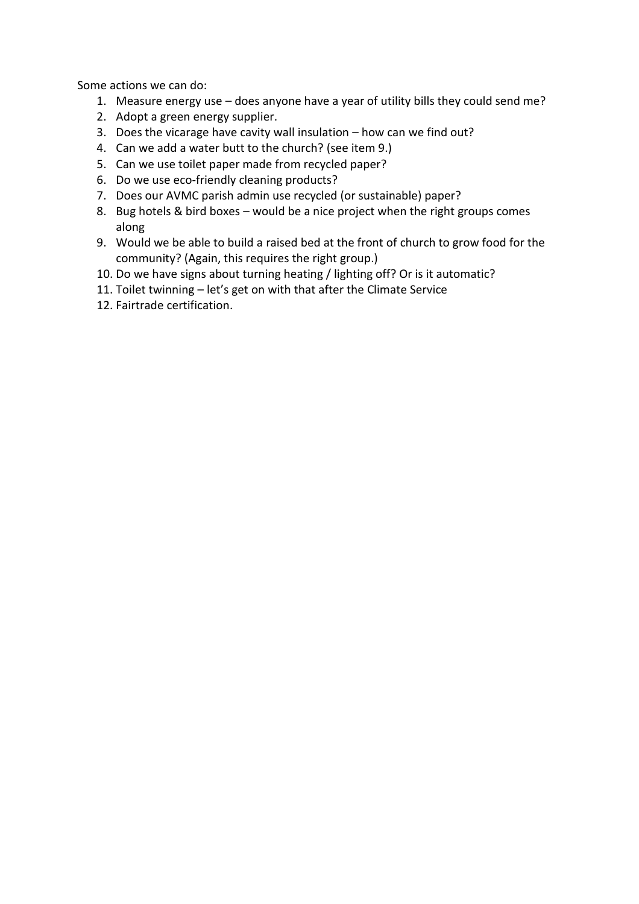Some actions we can do:

1. Measure energy use – does anyone have a year of utility bills they could send me?
2. Adopt a green energy supplier.
3. Does the vicarage have cavity wall insulation – how can we find out?
4. Can we add a water butt to the church? (see item 9.)
5. Can we use toilet paper made from recycled paper?
6. Do we use eco-friendly cleaning products?
7. Does our AVMC parish admin use recycled (or sustainable) paper?
8. Bug hotels & bird boxes – would be a nice project when the right groups comes along
9. Would we be able to build a raised bed at the front of church to grow food for the community? (Again, this requires the right group.)
10. Do we have signs about turning heating / lighting off? Or is it automatic?
11. Toilet twinning – let's get on with that after the Climate Service
12. Fairtrade certification.